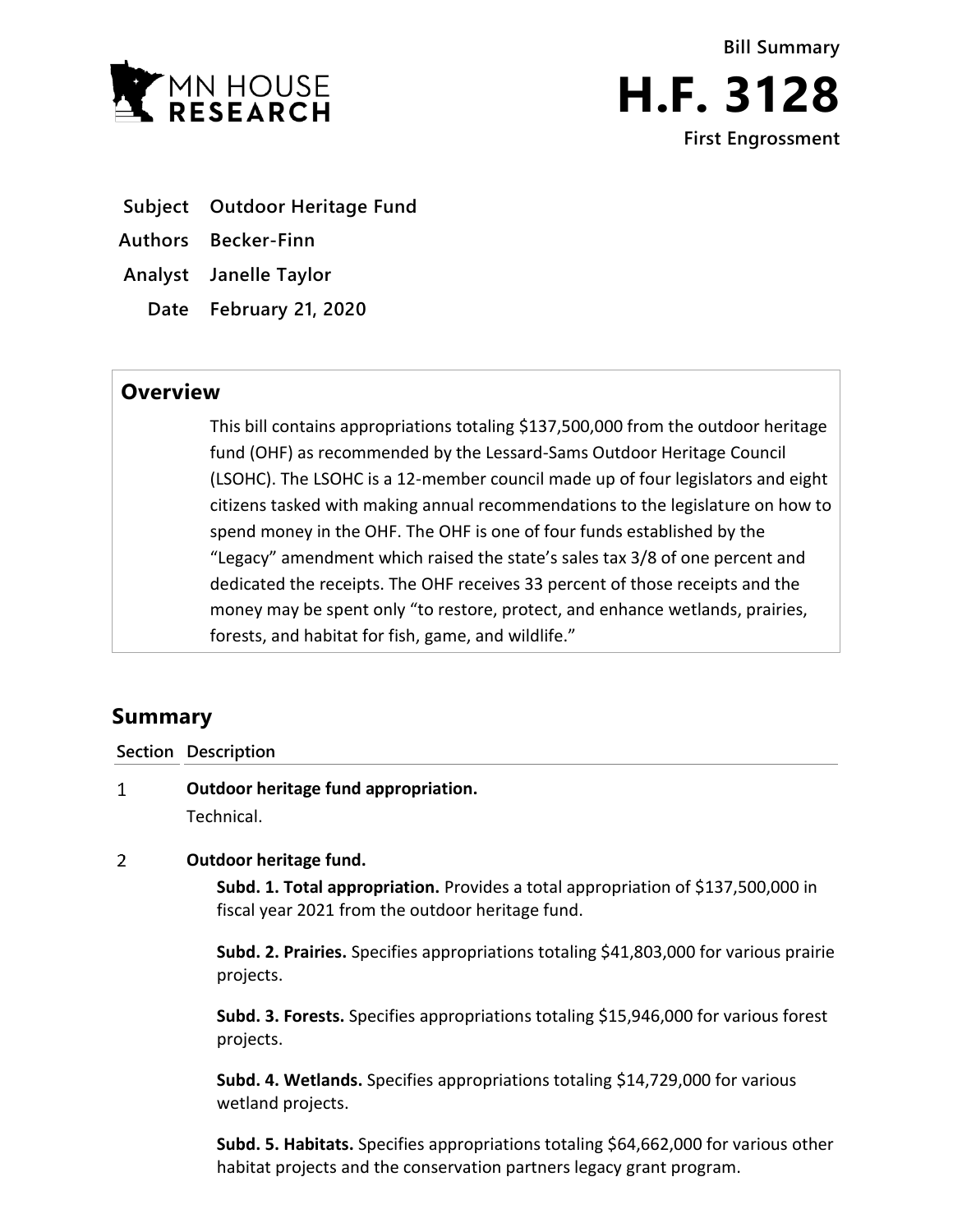MN HOUSE RESEARCH

Bill Summary

# H.F. 3128

First Engrossment

**Subject** Outdoor Heritage Fund

**Authors** Becker-Finn

**Analyst** Janelle Taylor

**Date** February 21, 2020

## Overview

This bill contains appropriations totaling $137,500,000 from the outdoor heritage fund (OHF) as recommended by the Lessard-Sams Outdoor Heritage Council (LSOHC). The LSOHC is a 12-member council made up of four legislators and eight citizens tasked with making annual recommendations to the legislature on how to spend money in the OHF. The OHF is one of four funds established by the "Legacy" amendment which raised the state's sales tax 3/8 of one percent and dedicated the receipts. The OHF receives 33 percent of those receipts and the money may be spent only "to restore, protect, and enhance wetlands, prairies, forests, and habitat for fish, game, and wildlife."

## Summary

| Section | Description |
|---|---|
| 1 | **Outdoor heritage fund appropriation.**<br>Technical. |
| 2 | **Outdoor heritage fund.**<br>**Subd. 1. Total appropriation.** Provides a total appropriation of $137,500,000 in fiscal year 2021 from the outdoor heritage fund.<br><br>**Subd. 2. Prairies.** Specifies appropriations totaling $41,803,000 for various prairie projects.<br><br>**Subd. 3. Forests.** Specifies appropriations totaling $15,946,000 for various forest projects.<br><br>**Subd. 4. Wetlands.** Specifies appropriations totaling $14,729,000 for various wetland projects.<br><br>**Subd. 5. Habitats.** Specifies appropriations totaling $64,662,000 for various other habitat projects and the conservation partners legacy grant program. |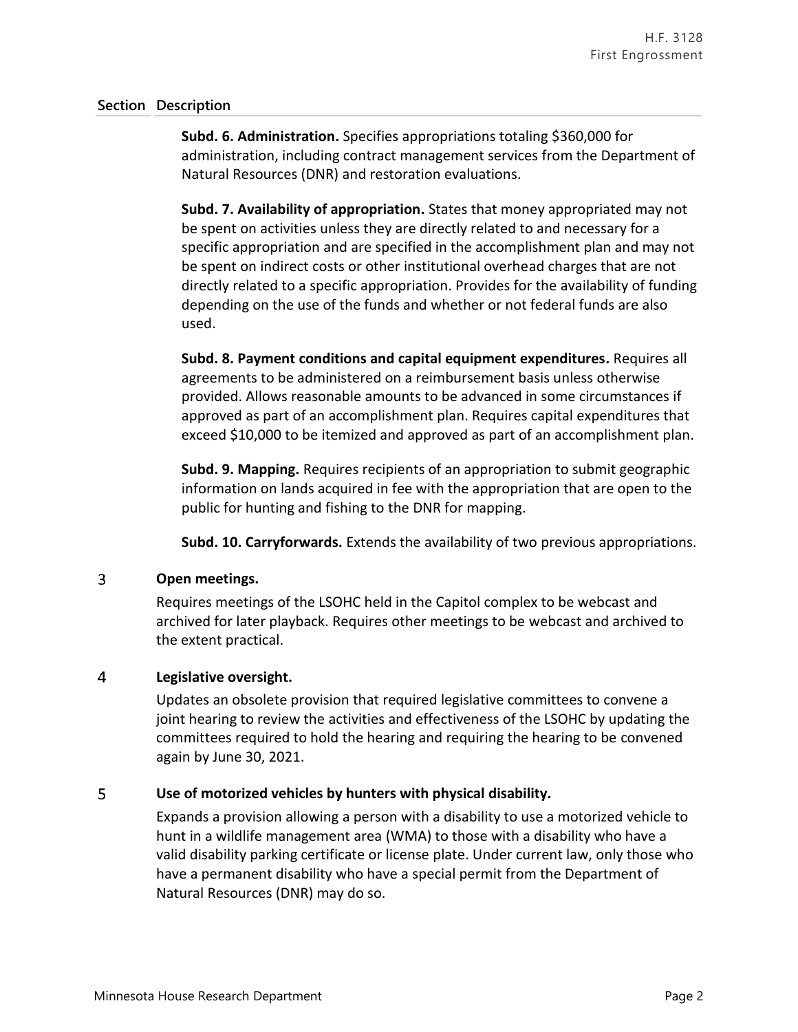| Section | Description |
|---|---|
| | **Subd. 6. Administration.** Specifies appropriations totaling $360,000 for administration, including contract management services from the Department of Natural Resources (DNR) and restoration evaluations.<br><br>**Subd. 7. Availability of appropriation.** States that money appropriated may not be spent on activities unless they are directly related to and necessary for a specific appropriation and are specified in the accomplishment plan and may not be spent on indirect costs or other institutional overhead charges that are not directly related to a specific appropriation. Provides for the availability of funding depending on the use of the funds and whether or not federal funds are also used.<br><br>**Subd. 8. Payment conditions and capital equipment expenditures.** Requires all agreements to be administered on a reimbursement basis unless otherwise provided. Allows reasonable amounts to be advanced in some circumstances if approved as part of an accomplishment plan. Requires capital expenditures that exceed $10,000 to be itemized and approved as part of an accomplishment plan.<br><br>**Subd. 9. Mapping.** Requires recipients of an appropriation to submit geographic information on lands acquired in fee with the appropriation that are open to the public for hunting and fishing to the DNR for mapping.<br><br>**Subd. 10. Carryforwards.** Extends the availability of two previous appropriations. |
| 3 | **Open meetings.**<br><br>Requires meetings of the LSOHC held in the Capitol complex to be webcast and archived for later playback. Requires other meetings to be webcast and archived to the extent practical. |
| 4 | **Legislative oversight.**<br><br>Updates an obsolete provision that required legislative committees to convene a joint hearing to review the activities and effectiveness of the LSOHC by updating the committees required to hold the hearing and requiring the hearing to be convened again by June 30, 2021. |
| 5 | **Use of motorized vehicles by hunters with physical disability.**<br><br>Expands a provision allowing a person with a disability to use a motorized vehicle to hunt in a wildlife management area (WMA) to those with a disability who have a valid disability parking certificate or license plate. Under current law, only those who have a permanent disability who have a special permit from the Department of Natural Resources (DNR) may do so. |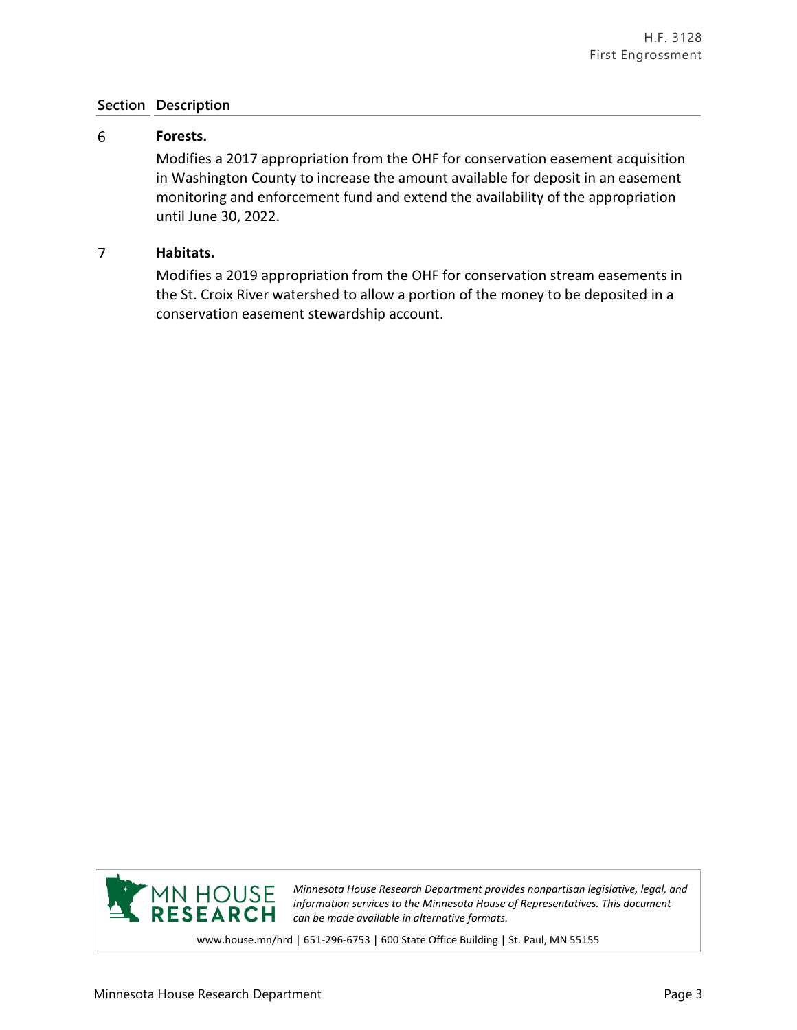| Section | Description |
|---|---|
| 6 | **Forests.** Modifies a 2017 appropriation from the OHF for conservation easement acquisition in Washington County to increase the amount available for deposit in an easement monitoring and enforcement fund and extend the availability of the appropriation until June 30, 2022. |
| 7 | **Habitats.** Modifies a 2019 appropriation from the OHF for conservation stream easements in the St. Croix River watershed to allow a portion of the money to be deposited in a conservation easement stewardship account. |

MN HOUSE RESEARCH

*Minnesota House Research Department provides nonpartisan legislative, legal, and information services to the Minnesota House of Representatives. This document can be made available in alternative formats.*

www.house.mn/hrd | 651-296-6753 | 600 State Office Building | St. Paul, MN 55155